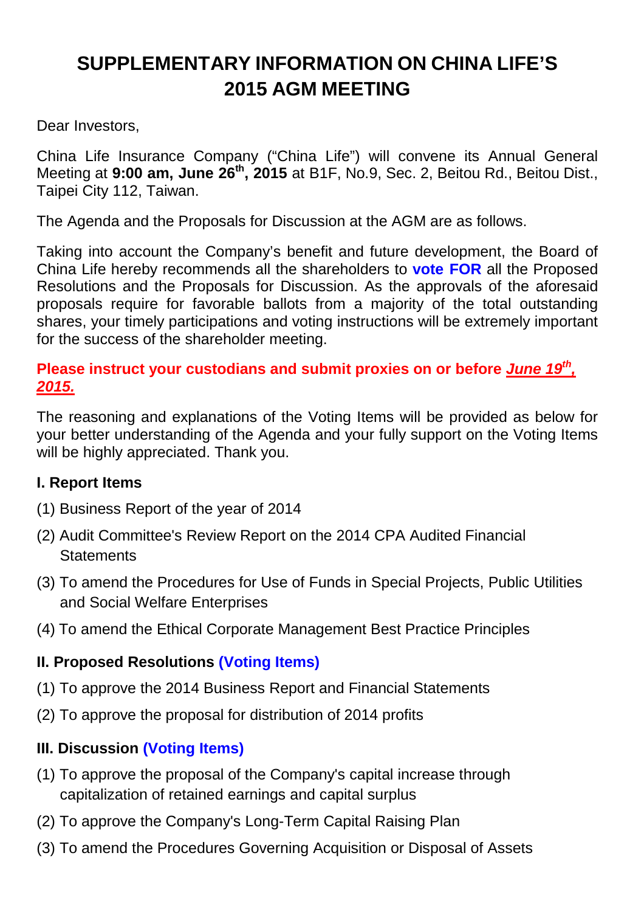# SUPPLEMENTARY INFORMATION ON CHINA LIFE'S 2015 AGM MEETING

Dear Investors,

China Life Insurance Company ("China Life") will convene its Annual General Meeting at **9:00 am, June 26th, 2015** at B1F, No.9, Sec. 2, Beitou Rd., Beitou Dist., Taipei City 112, Taiwan.

The Agenda and the Proposals for Discussion at the AGM are as follows.

Taking into account the Company's benefit and future development, the Board of China Life hereby recommends all the shareholders to **vote FOR** all the Proposed Resolutions and the Proposals for Discussion. As the approvals of the aforesaid proposals require for favorable ballots from a majority of the total outstanding shares, your timely participations and voting instructions will be extremely important for the success of the shareholder meeting.

**Please instruct your custodians and submit proxies on or before *June 19th, 2015.***

The reasoning and explanations of the Voting Items will be provided as below for your better understanding of the Agenda and your fully support on the Voting Items will be highly appreciated. Thank you.

### I. Report Items

(1) Business Report of the year of 2014

(2) Audit Committee's Review Report on the 2014 CPA Audited Financial Statements

(3) To amend the Procedures for Use of Funds in Special Projects, Public Utilities and Social Welfare Enterprises

(4) To amend the Ethical Corporate Management Best Practice Principles

### II. Proposed Resolutions (Voting Items)

(1) To approve the 2014 Business Report and Financial Statements

(2) To approve the proposal for distribution of 2014 profits

### III. Discussion (Voting Items)

(1) To approve the proposal of the Company's capital increase through capitalization of retained earnings and capital surplus

(2) To approve the Company's Long-Term Capital Raising Plan

(3) To amend the Procedures Governing Acquisition or Disposal of Assets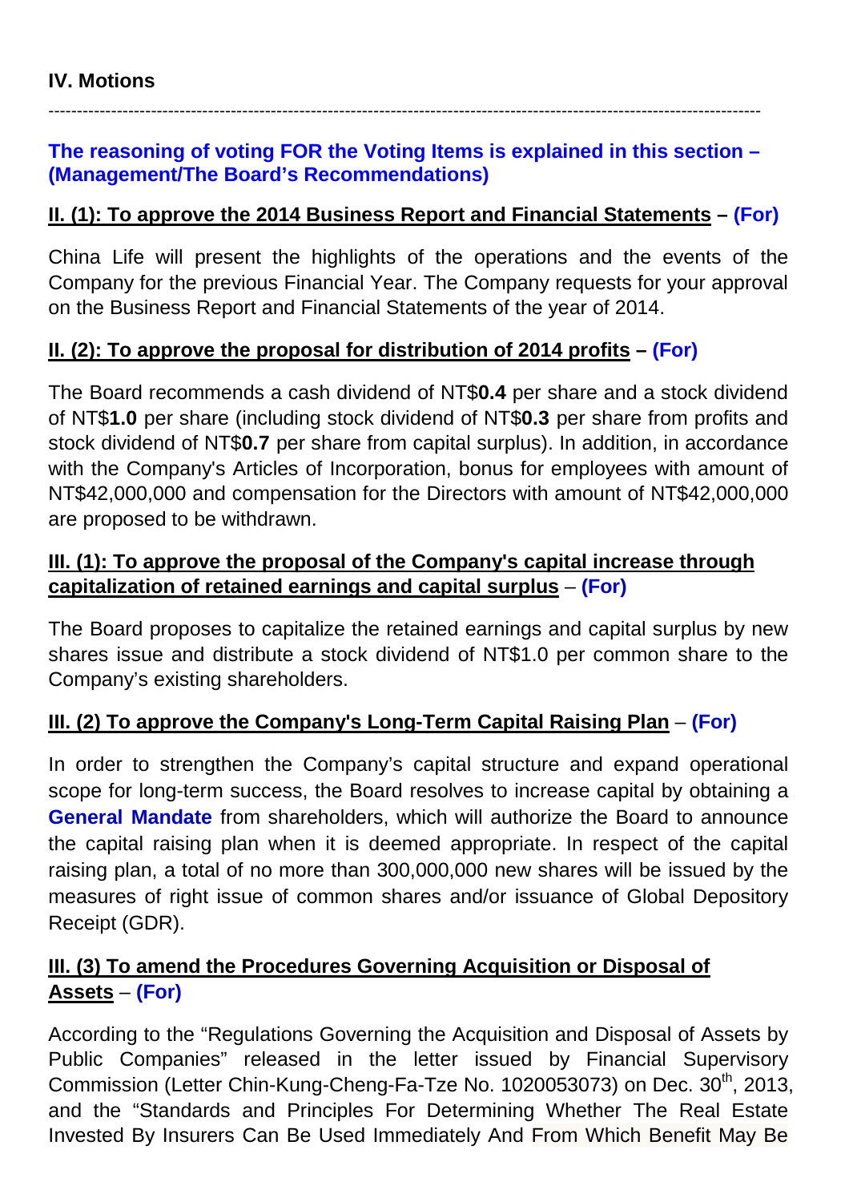## IV. Motions

---

**The reasoning of voting FOR the Voting Items is explained in this section – (Management/The Board's Recommendations)**

### II. (1): To approve the 2014 Business Report and Financial Statements – (For)

China Life will present the highlights of the operations and the events of the Company for the previous Financial Year. The Company requests for your approval on the Business Report and Financial Statements of the year of 2014.

### II. (2): To approve the proposal for distribution of 2014 profits – (For)

The Board recommends a cash dividend of NT$**0.4** per share and a stock dividend of NT$**1.0** per share (including stock dividend of NT$**0.3** per share from profits and stock dividend of NT$**0.7** per share from capital surplus). In addition, in accordance with the Company's Articles of Incorporation, bonus for employees with amount of NT$42,000,000 and compensation for the Directors with amount of NT$42,000,000 are proposed to be withdrawn.

### III. (1): To approve the proposal of the Company's capital increase through capitalization of retained earnings and capital surplus – (For)

The Board proposes to capitalize the retained earnings and capital surplus by new shares issue and distribute a stock dividend of NT$1.0 per common share to the Company's existing shareholders.

### III. (2) To approve the Company's Long-Term Capital Raising Plan – (For)

In order to strengthen the Company's capital structure and expand operational scope for long-term success, the Board resolves to increase capital by obtaining a **General Mandate** from shareholders, which will authorize the Board to announce the capital raising plan when it is deemed appropriate. In respect of the capital raising plan, a total of no more than 300,000,000 new shares will be issued by the measures of right issue of common shares and/or issuance of Global Depository Receipt (GDR).

### III. (3) To amend the Procedures Governing Acquisition or Disposal of Assets – (For)

According to the "Regulations Governing the Acquisition and Disposal of Assets by Public Companies" released in the letter issued by Financial Supervisory Commission (Letter Chin-Kung-Cheng-Fa-Tze No. 1020053073) on Dec. 30th, 2013, and the "Standards and Principles For Determining Whether The Real Estate Invested By Insurers Can Be Used Immediately And From Which Benefit May Be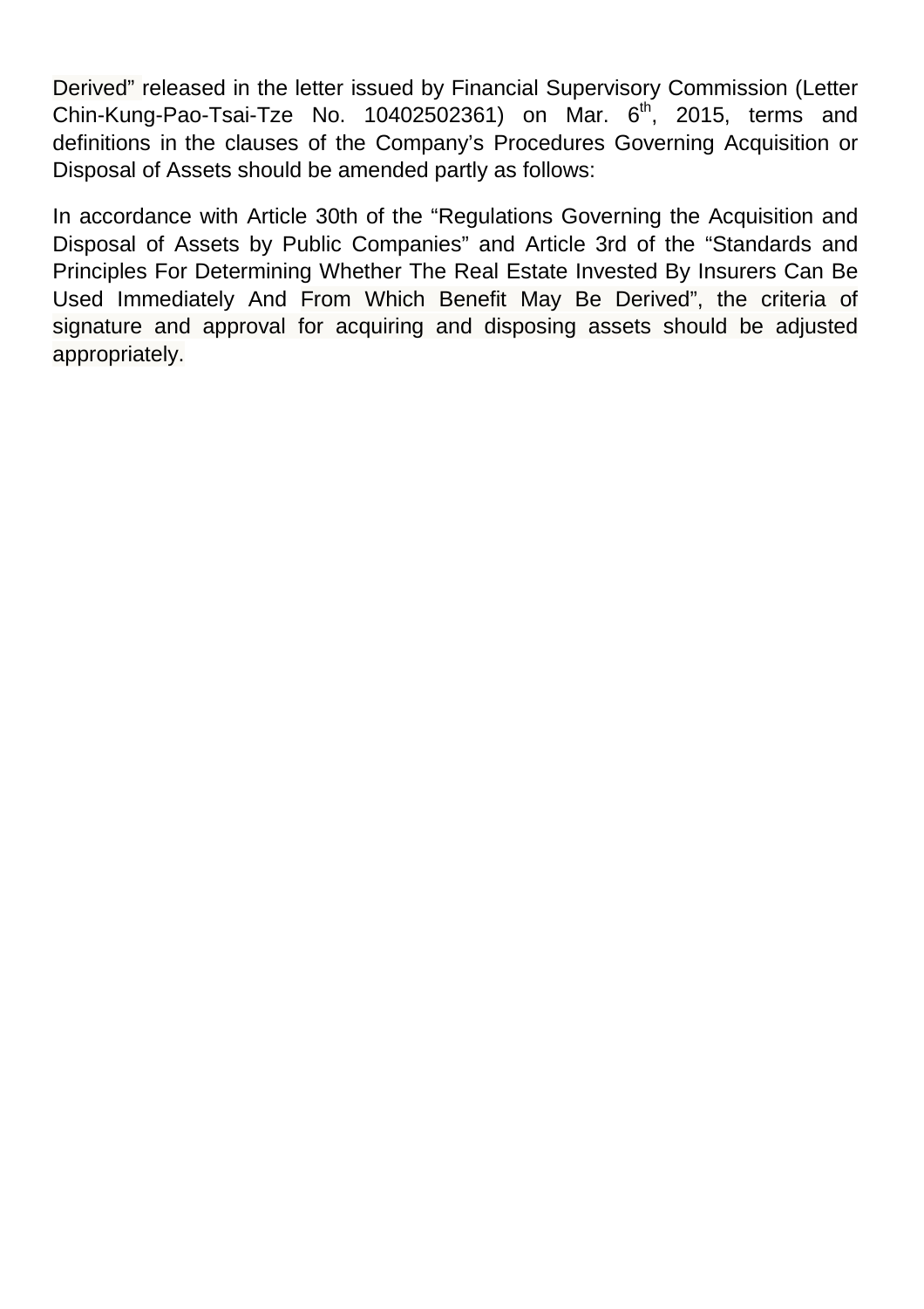Derived" released in the letter issued by Financial Supervisory Commission (Letter Chin-Kung-Pao-Tsai-Tze No. 10402502361) on Mar. 6th, 2015, terms and definitions in the clauses of the Company's Procedures Governing Acquisition or Disposal of Assets should be amended partly as follows:

In accordance with Article 30th of the "Regulations Governing the Acquisition and Disposal of Assets by Public Companies" and Article 3rd of the "Standards and Principles For Determining Whether The Real Estate Invested By Insurers Can Be Used Immediately And From Which Benefit May Be Derived", the criteria of signature and approval for acquiring and disposing assets should be adjusted appropriately.